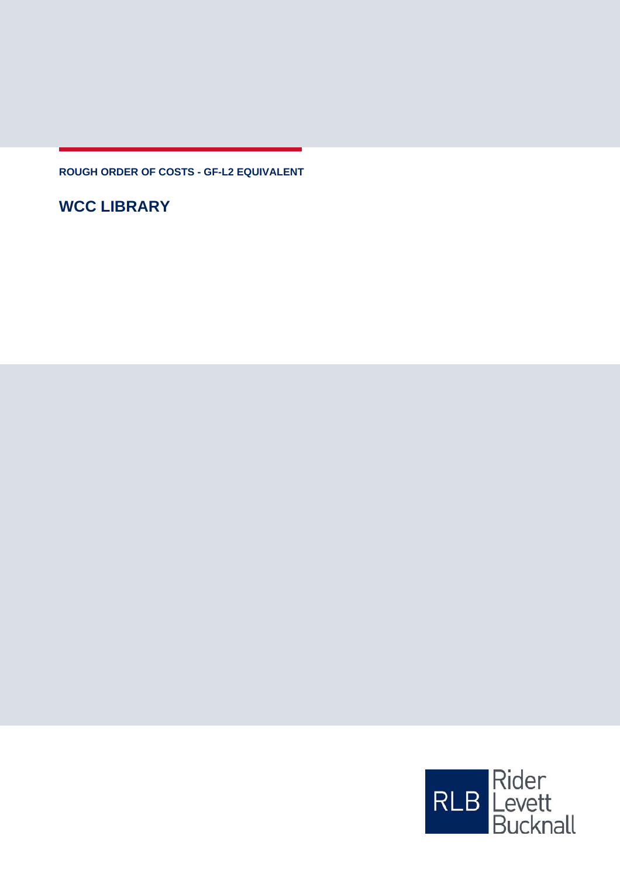**ROUGH ORDER OF COSTS - GF-L2 EQUIVALENT**

# WCC LIBRARY

RLB Rider Levett Bucknall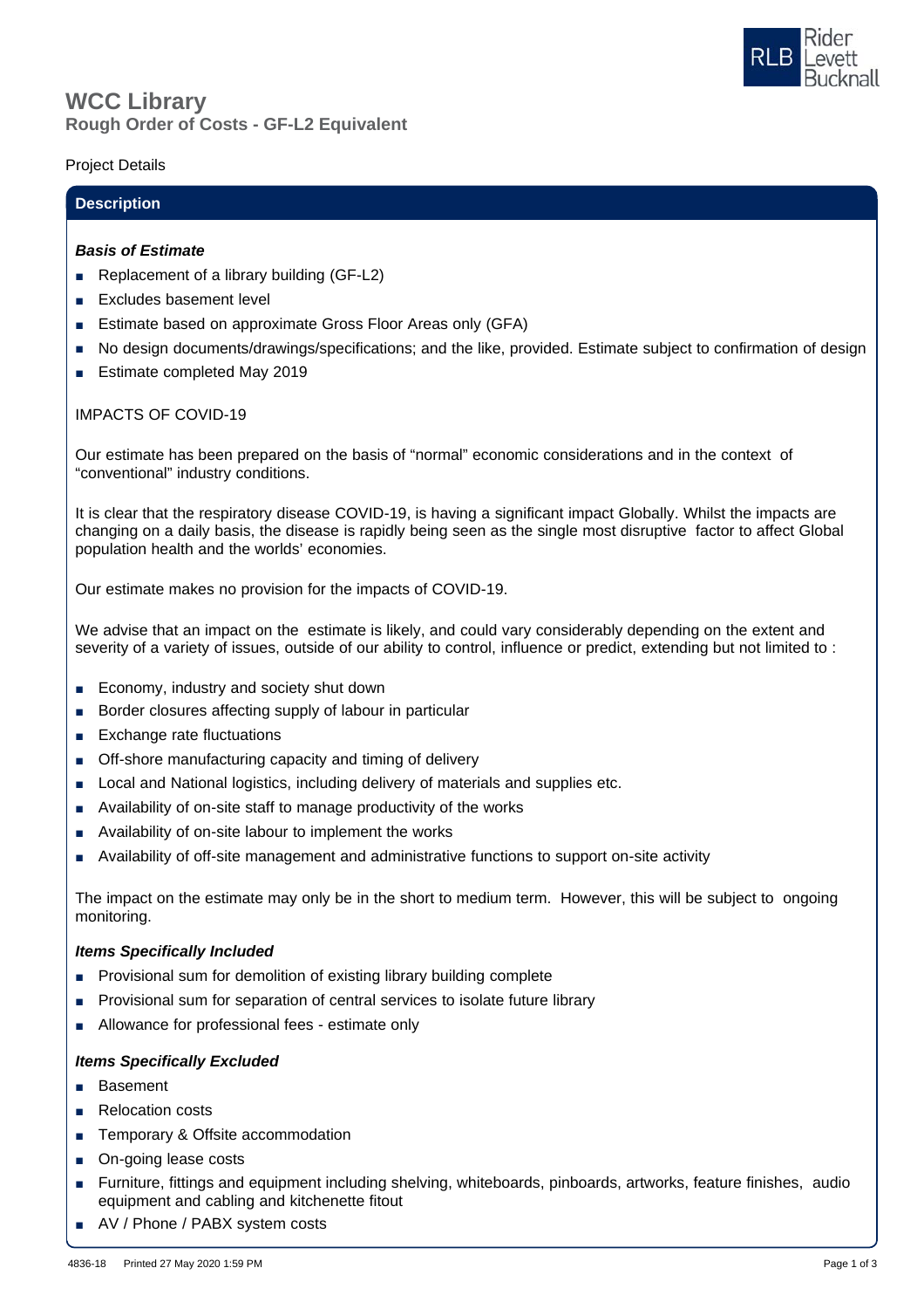# WCC Library

## Rough Order of Costs - GF-L2 Equivalent

Project Details

### Description

***Basis of Estimate***

- Replacement of a library building (GF-L2)
- Excludes basement level
- Estimate based on approximate Gross Floor Areas only (GFA)
- No design documents/drawings/specifications; and the like, provided. Estimate subject to confirmation of design
- Estimate completed May 2019

IMPACTS OF COVID-19

Our estimate has been prepared on the basis of "normal" economic considerations and in the context of "conventional" industry conditions.

It is clear that the respiratory disease COVID-19, is having a significant impact Globally. Whilst the impacts are changing on a daily basis, the disease is rapidly being seen as the single most disruptive factor to affect Global population health and the worlds' economies.

Our estimate makes no provision for the impacts of COVID-19.

We advise that an impact on the estimate is likely, and could vary considerably depending on the extent and severity of a variety of issues, outside of our ability to control, influence or predict, extending but not limited to :

- Economy, industry and society shut down
- Border closures affecting supply of labour in particular
- Exchange rate fluctuations
- Off-shore manufacturing capacity and timing of delivery
- Local and National logistics, including delivery of materials and supplies etc.
- Availability of on-site staff to manage productivity of the works
- Availability of on-site labour to implement the works
- Availability of off-site management and administrative functions to support on-site activity

The impact on the estimate may only be in the short to medium term. However, this will be subject to ongoing monitoring.

***Items Specifically Included***

- Provisional sum for demolition of existing library building complete
- Provisional sum for separation of central services to isolate future library
- Allowance for professional fees - estimate only

***Items Specifically Excluded***

- Basement
- Relocation costs
- Temporary & Offsite accommodation
- On-going lease costs
- Furniture, fittings and equipment including shelving, whiteboards, pinboards, artworks, feature finishes, audio equipment and cabling and kitchenette fitout
- AV / Phone / PABX system costs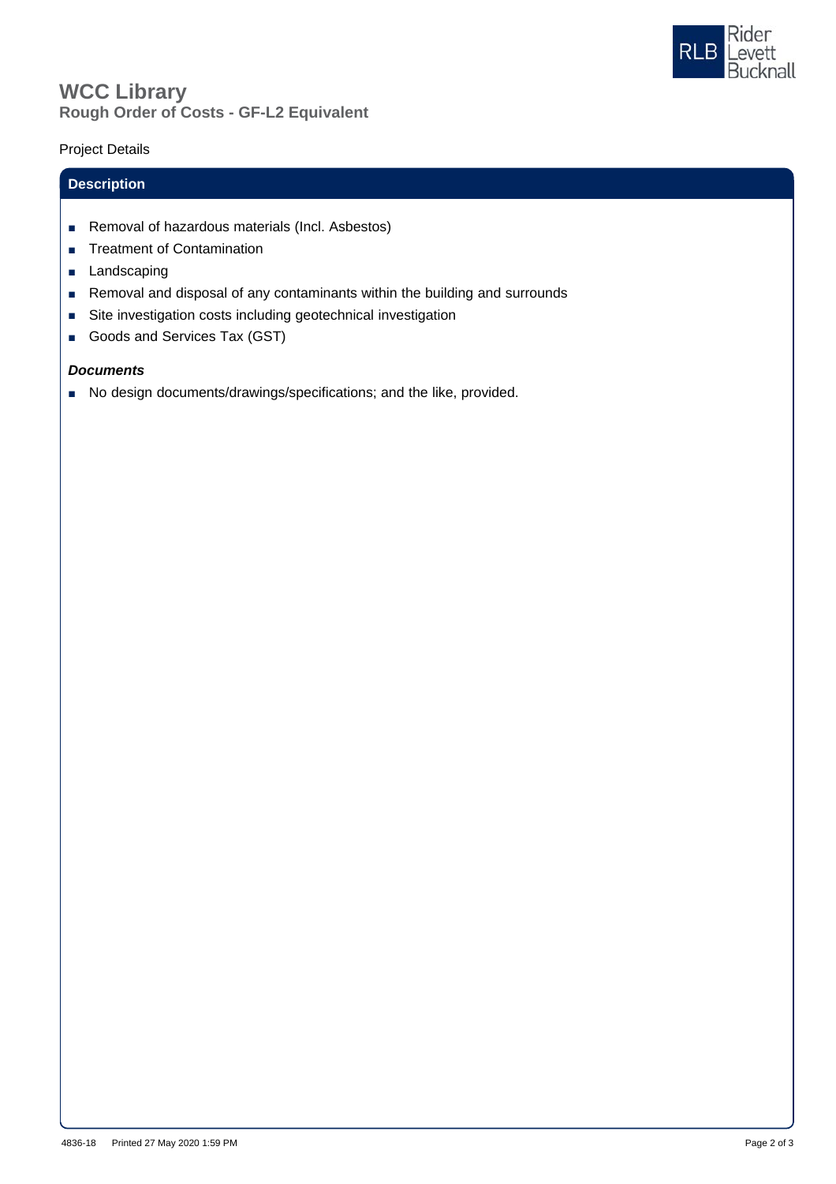# WCC Library

**Rough Order of Costs - GF-L2 Equivalent**

Project Details

## Description

- Removal of hazardous materials (Incl. Asbestos)
- Treatment of Contamination
- Landscaping
- Removal and disposal of any contaminants within the building and surrounds
- Site investigation costs including geotechnical investigation
- Goods and Services Tax (GST)

***Documents***

- No design documents/drawings/specifications; and the like, provided.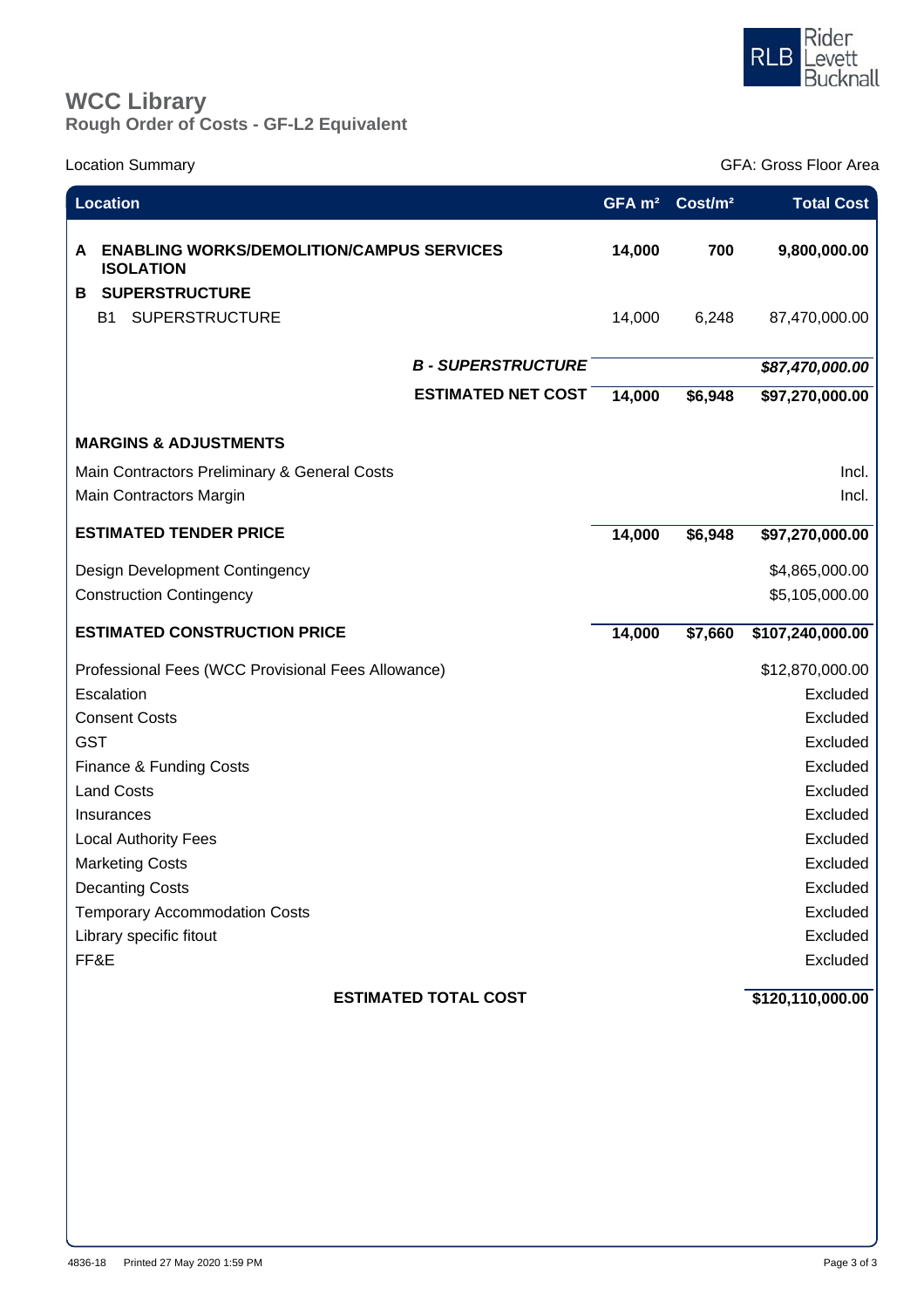# WCC Library

## Rough Order of Costs - GF-L2 Equivalent

Location Summary

GFA: Gross Floor Area

| Location | GFA m² | Cost/m² | Total Cost |
|---|---|---|---|
| **A ENABLING WORKS/DEMOLITION/CAMPUS SERVICES ISOLATION** | **14,000** | **700** | **9,800,000.00** |
| **B SUPERSTRUCTURE** | | | |
| B1 SUPERSTRUCTURE | 14,000 | 6,248 | 87,470,000.00 |
| ***B - SUPERSTRUCTURE*** | | | ***$87,470,000.00*** |
| **ESTIMATED NET COST** | **14,000** | **$6,948** | **$97,270,000.00** |
| **MARGINS & ADJUSTMENTS** | | | |
| Main Contractors Preliminary & General Costs | | | Incl. |
| Main Contractors Margin | | | Incl. |
| **ESTIMATED TENDER PRICE** | **14,000** | **$6,948** | **$97,270,000.00** |
| Design Development Contingency | | | $4,865,000.00 |
| Construction Contingency | | | $5,105,000.00 |
| **ESTIMATED CONSTRUCTION PRICE** | **14,000** | **$7,660** | **$107,240,000.00** |
| Professional Fees (WCC Provisional Fees Allowance) | | | $12,870,000.00 |
| Escalation | | | Excluded |
| Consent Costs | | | Excluded |
| GST | | | Excluded |
| Finance & Funding Costs | | | Excluded |
| Land Costs | | | Excluded |
| Insurances | | | Excluded |
| Local Authority Fees | | | Excluded |
| Marketing Costs | | | Excluded |
| Decanting Costs | | | Excluded |
| Temporary Accommodation Costs | | | Excluded |
| Library specific fitout | | | Excluded |
| FF&E | | | Excluded |
| **ESTIMATED TOTAL COST** | | | **$120,110,000.00** |

4836-18 Printed 27 May 2020 1:59 PM